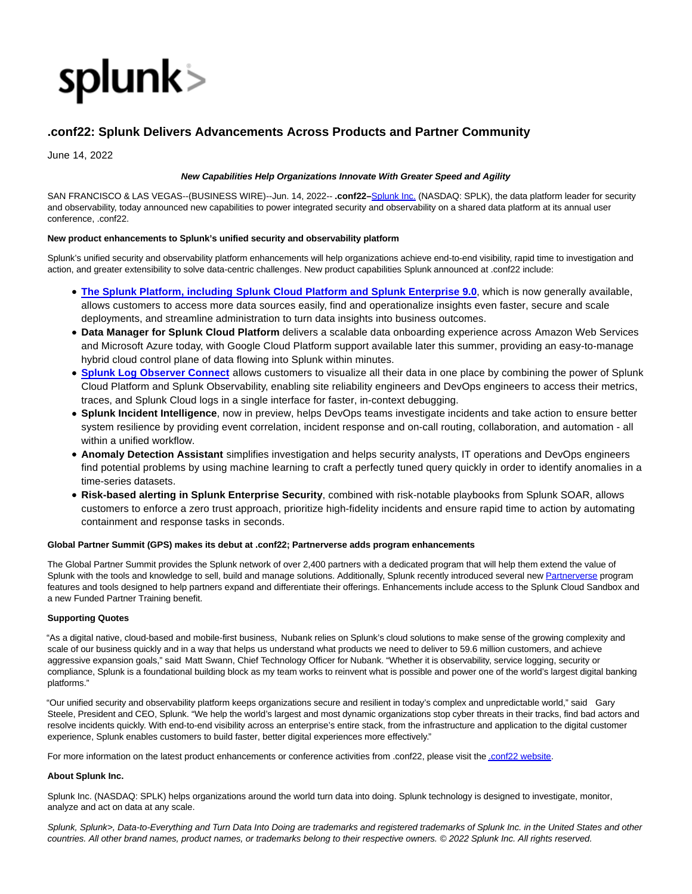splunk>

# .conf22: Splunk Delivers Advancements Across Products and Partner Community

June 14, 2022

***New Capabilities Help Organizations Innovate With Greater Speed and Agility***

SAN FRANCISCO & LAS VEGAS--(BUSINESS WIRE)--Jun. 14, 2022-- **.conf22–**Splunk Inc. (NASDAQ: SPLK), the data platform leader for security and observability, today announced new capabilities to power integrated security and observability on a shared data platform at its annual user conference, .conf22.

**New product enhancements to Splunk's unified security and observability platform**

Splunk's unified security and observability platform enhancements will help organizations achieve end-to-end visibility, rapid time to investigation and action, and greater extensibility to solve data-centric challenges. New product capabilities Splunk announced at .conf22 include:

- **The Splunk Platform, including Splunk Cloud Platform and Splunk Enterprise 9.0**, which is now generally available, allows customers to access more data sources easily, find and operationalize insights even faster, secure and scale deployments, and streamline administration to turn data insights into business outcomes.
- **Data Manager for Splunk Cloud Platform** delivers a scalable data onboarding experience across Amazon Web Services and Microsoft Azure today, with Google Cloud Platform support available later this summer, providing an easy-to-manage hybrid cloud control plane of data flowing into Splunk within minutes.
- **Splunk Log Observer Connect** allows customers to visualize all their data in one place by combining the power of Splunk Cloud Platform and Splunk Observability, enabling site reliability engineers and DevOps engineers to access their metrics, traces, and Splunk Cloud logs in a single interface for faster, in-context debugging.
- **Splunk Incident Intelligence**, now in preview, helps DevOps teams investigate incidents and take action to ensure better system resilience by providing event correlation, incident response and on-call routing, collaboration, and automation - all within a unified workflow.
- **Anomaly Detection Assistant** simplifies investigation and helps security analysts, IT operations and DevOps engineers find potential problems by using machine learning to craft a perfectly tuned query quickly in order to identify anomalies in a time-series datasets.
- **Risk-based alerting in Splunk Enterprise Security**, combined with risk-notable playbooks from Splunk SOAR, allows customers to enforce a zero trust approach, prioritize high-fidelity incidents and ensure rapid time to action by automating containment and response tasks in seconds.

**Global Partner Summit (GPS) makes its debut at .conf22; Partnerverse adds program enhancements**

The Global Partner Summit provides the Splunk network of over 2,400 partners with a dedicated program that will help them extend the value of Splunk with the tools and knowledge to sell, build and manage solutions. Additionally, Splunk recently introduced several new Partnerverse program features and tools designed to help partners expand and differentiate their offerings. Enhancements include access to the Splunk Cloud Sandbox and a new Funded Partner Training benefit.

**Supporting Quotes**

"As a digital native, cloud-based and mobile-first business, Nubank relies on Splunk's cloud solutions to make sense of the growing complexity and scale of our business quickly and in a way that helps us understand what products we need to deliver to 59.6 million customers, and achieve aggressive expansion goals," said Matt Swann, Chief Technology Officer for Nubank. "Whether it is observability, service logging, security or compliance, Splunk is a foundational building block as my team works to reinvent what is possible and power one of the world's largest digital banking platforms."

"Our unified security and observability platform keeps organizations secure and resilient in today's complex and unpredictable world," said Gary Steele, President and CEO, Splunk. "We help the world's largest and most dynamic organizations stop cyber threats in their tracks, find bad actors and resolve incidents quickly. With end-to-end visibility across an enterprise's entire stack, from the infrastructure and application to the digital customer experience, Splunk enables customers to build faster, better digital experiences more effectively."

For more information on the latest product enhancements or conference activities from .conf22, please visit the .conf22 website.

**About Splunk Inc.**

Splunk Inc. (NASDAQ: SPLK) helps organizations around the world turn data into doing. Splunk technology is designed to investigate, monitor, analyze and act on data at any scale.

*Splunk, Splunk>, Data-to-Everything and Turn Data Into Doing are trademarks and registered trademarks of Splunk Inc. in the United States and other countries. All other brand names, product names, or trademarks belong to their respective owners. © 2022 Splunk Inc. All rights reserved.*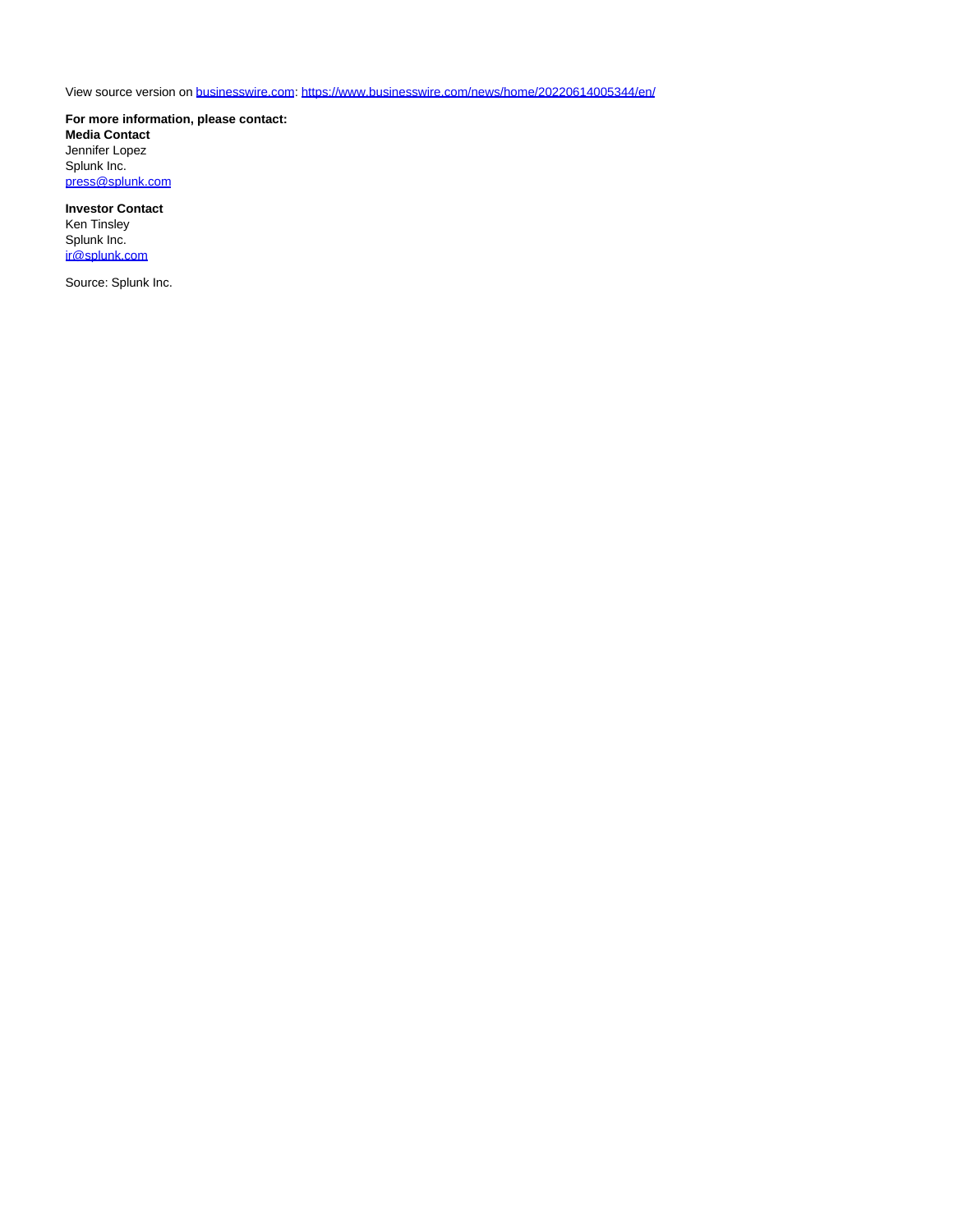View source version on businesswire.com: https://www.businesswire.com/news/home/20220614005344/en/

**For more information, please contact:**
**Media Contact**
Jennifer Lopez
Splunk Inc.
press@splunk.com

**Investor Contact**
Ken Tinsley
Splunk Inc.
ir@splunk.com

Source: Splunk Inc.